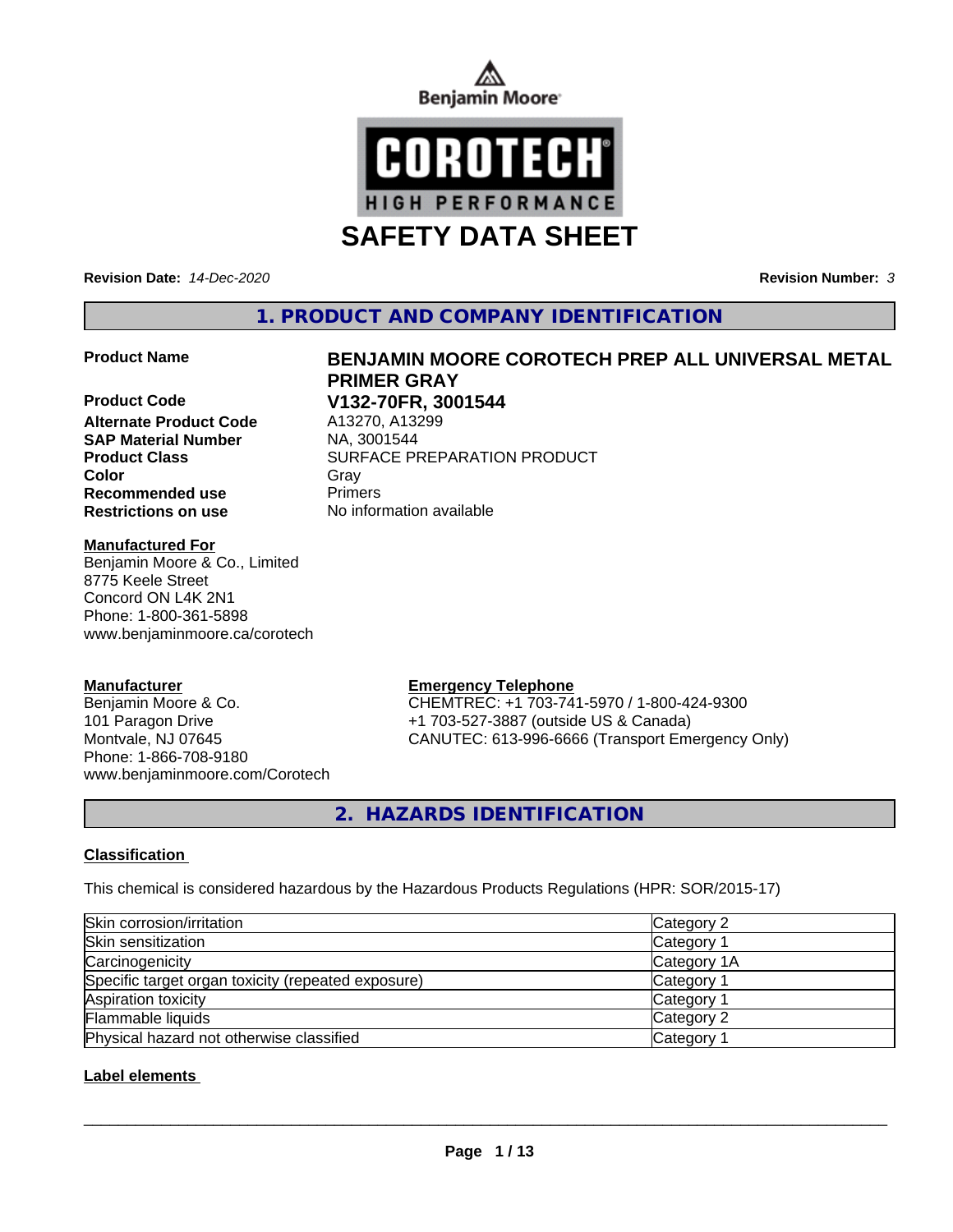Benjamin Moore

COROTECH® HIGH PERFORMANCE

# SAFETY DATA SHEET

**Revision Date:** *14-Dec-2020* **Revision Number:** *3*

## 1. PRODUCT AND COMPANY IDENTIFICATION

**Product Name** **BENJAMIN MOORE COROTECH PREP ALL UNIVERSAL METAL PRIMER GRAY**

**Product Code** **V132-70FR, 3001544**

**Alternate Product Code** A13270, A13299

**SAP Material Number** NA, 3001544

**Product Class** SURFACE PREPARATION PRODUCT

**Color** Gray

**Recommended use** Primers

**Restrictions on use** No information available

**Manufactured For**
Benjamin Moore & Co., Limited
8775 Keele Street
Concord ON L4K 2N1
Phone: 1-800-361-5898
www.benjaminmoore.ca/corotech

**Manufacturer**
Benjamin Moore & Co.
101 Paragon Drive
Montvale, NJ 07645
Phone: 1-866-708-9180
www.benjaminmoore.com/Corotech

**Emergency Telephone**
CHEMTREC: +1 703-741-5970 / 1-800-424-9300
+1 703-527-3887 (outside US & Canada)
CANUTEC: 613-996-6666 (Transport Emergency Only)

## 2. HAZARDS IDENTIFICATION

**Classification**

This chemical is considered hazardous by the Hazardous Products Regulations (HPR: SOR/2015-17)

| Hazard | Category |
|---|---|
| Skin corrosion/irritation | Category 2 |
| Skin sensitization | Category 1 |
| Carcinogenicity | Category 1A |
| Specific target organ toxicity (repeated exposure) | Category 1 |
| Aspiration toxicity | Category 1 |
| Flammable liquids | Category 2 |
| Physical hazard not otherwise classified | Category 1 |

**Label elements**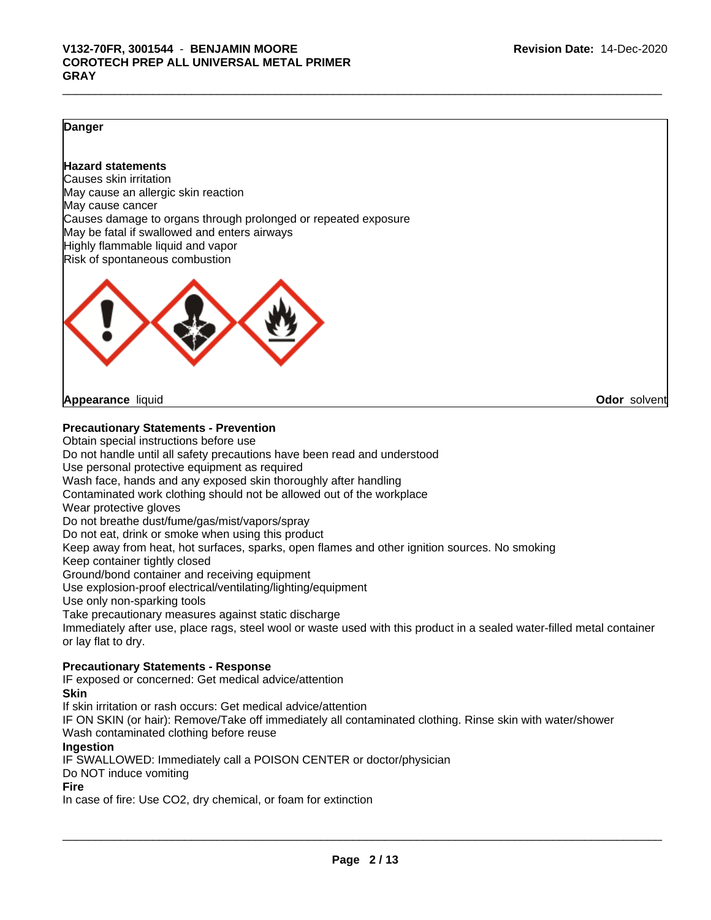**Danger**

**Hazard statements**
Causes skin irritation
May cause an allergic skin reaction
May cause cancer
Causes damage to organs through prolonged or repeated exposure
May be fatal if swallowed and enters airways
Highly flammable liquid and vapor
Risk of spontaneous combustion

**Appearance** liquid **Odor** solvent

**Precautionary Statements - Prevention**
Obtain special instructions before use
Do not handle until all safety precautions have been read and understood
Use personal protective equipment as required
Wash face, hands and any exposed skin thoroughly after handling
Contaminated work clothing should not be allowed out of the workplace
Wear protective gloves
Do not breathe dust/fume/gas/mist/vapors/spray
Do not eat, drink or smoke when using this product
Keep away from heat, hot surfaces, sparks, open flames and other ignition sources. No smoking
Keep container tightly closed
Ground/bond container and receiving equipment
Use explosion-proof electrical/ventilating/lighting/equipment
Use only non-sparking tools
Take precautionary measures against static discharge
Immediately after use, place rags, steel wool or waste used with this product in a sealed water-filled metal container or lay flat to dry.

**Precautionary Statements - Response**
IF exposed or concerned: Get medical advice/attention
**Skin**
If skin irritation or rash occurs: Get medical advice/attention
IF ON SKIN (or hair): Remove/Take off immediately all contaminated clothing. Rinse skin with water/shower
Wash contaminated clothing before reuse
**Ingestion**
IF SWALLOWED: Immediately call a POISON CENTER or doctor/physician
Do NOT induce vomiting
**Fire**
In case of fire: Use CO2, dry chemical, or foam for extinction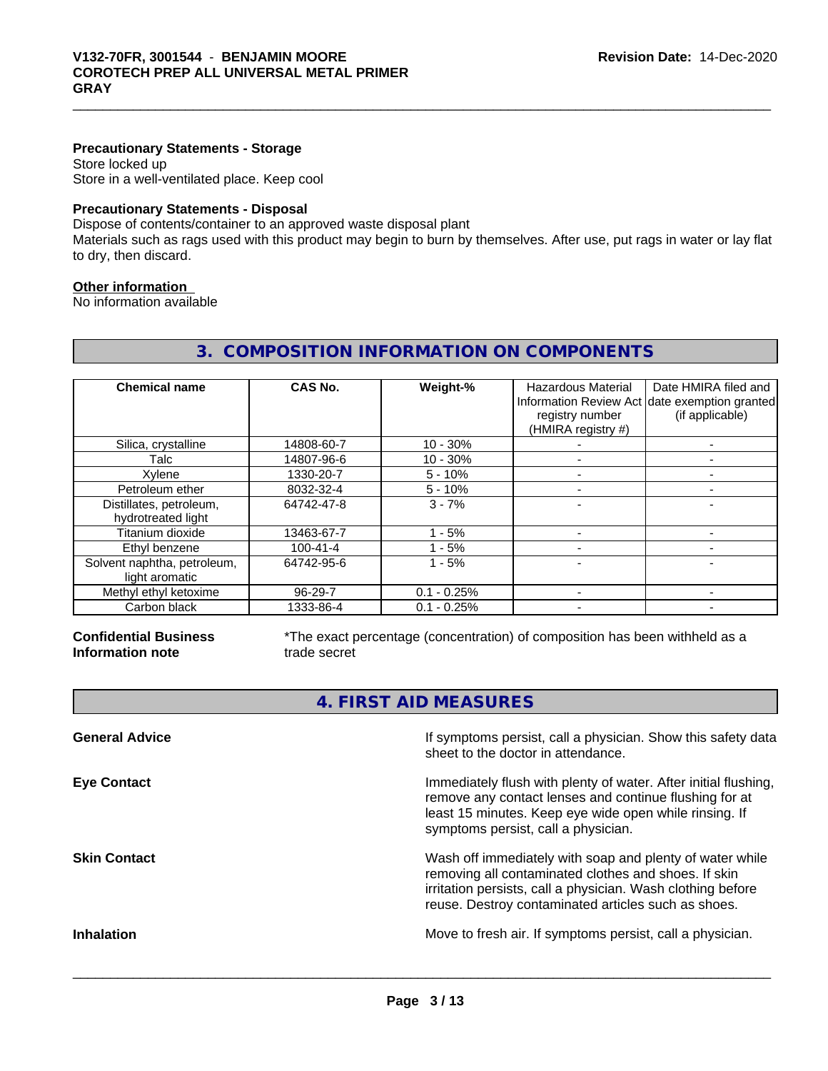#### Precautionary Statements - Storage

Store locked up
Store in a well-ventilated place. Keep cool

#### Precautionary Statements - Disposal

Dispose of contents/container to an approved waste disposal plant
Materials such as rags used with this product may begin to burn by themselves. After use, put rags in water or lay flat to dry, then discard.

#### Other information

No information available

## 3. COMPOSITION INFORMATION ON COMPONENTS

| Chemical name | CAS No. | Weight-% | Hazardous Material Information Review Act registry number (HMIRA registry #) | Date HMIRA filed and date exemption granted (if applicable) |
|---|---|---|---|---|
| Silica, crystalline | 14808-60-7 | 10 - 30% | - | - |
| Talc | 14807-96-6 | 10 - 30% | - | - |
| Xylene | 1330-20-7 | 5 - 10% | - | - |
| Petroleum ether | 8032-32-4 | 5 - 10% | - | - |
| Distillates, petroleum, hydrotreated light | 64742-47-8 | 3 - 7% | - | - |
| Titanium dioxide | 13463-67-7 | 1 - 5% | - | - |
| Ethyl benzene | 100-41-4 | 1 - 5% | - | - |
| Solvent naphtha, petroleum, light aromatic | 64742-95-6 | 1 - 5% | - | - |
| Methyl ethyl ketoxime | 96-29-7 | 0.1 - 0.25% | - | - |
| Carbon black | 1333-86-4 | 0.1 - 0.25% | - | - |

**Confidential Business Information note**

*The exact percentage (concentration) of composition has been withheld as a trade secret

## 4. FIRST AID MEASURES

**General Advice**

If symptoms persist, call a physician. Show this safety data sheet to the doctor in attendance.

**Eye Contact**

Immediately flush with plenty of water. After initial flushing, remove any contact lenses and continue flushing for at least 15 minutes. Keep eye wide open while rinsing. If symptoms persist, call a physician.

**Skin Contact**

Wash off immediately with soap and plenty of water while removing all contaminated clothes and shoes. If skin irritation persists, call a physician. Wash clothing before reuse. Destroy contaminated articles such as shoes.

**Inhalation**

Move to fresh air. If symptoms persist, call a physician.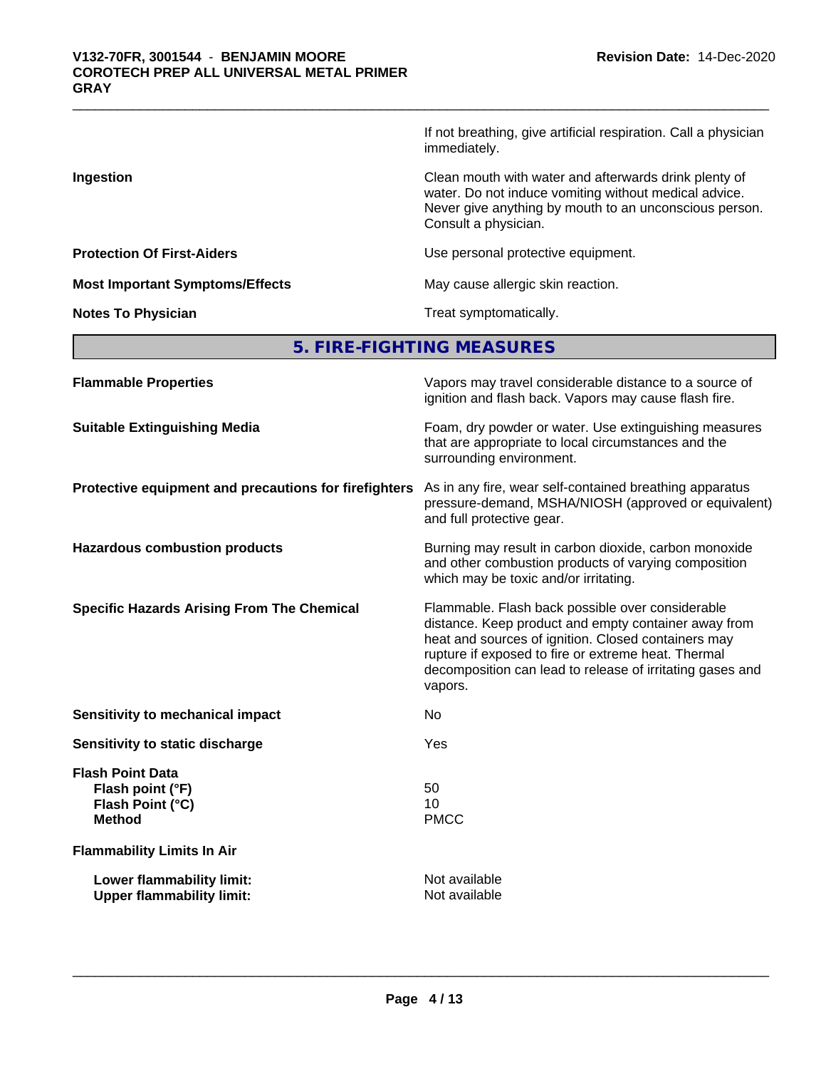| | |
|---|---|
| | If not breathing, give artificial respiration. Call a physician immediately. |
| **Ingestion** | Clean mouth with water and afterwards drink plenty of water. Do not induce vomiting without medical advice. Never give anything by mouth to an unconscious person. Consult a physician. |
| **Protection Of First-Aiders** | Use personal protective equipment. |
| **Most Important Symptoms/Effects** | May cause allergic skin reaction. |
| **Notes To Physician** | Treat symptomatically. |

## 5. FIRE-FIGHTING MEASURES

| | |
|---|---|
| **Flammable Properties** | Vapors may travel considerable distance to a source of ignition and flash back. Vapors may cause flash fire. |
| **Suitable Extinguishing Media** | Foam, dry powder or water. Use extinguishing measures that are appropriate to local circumstances and the surrounding environment. |
| **Protective equipment and precautions for firefighters** | As in any fire, wear self-contained breathing apparatus pressure-demand, MSHA/NIOSH (approved or equivalent) and full protective gear. |
| **Hazardous combustion products** | Burning may result in carbon dioxide, carbon monoxide and other combustion products of varying composition which may be toxic and/or irritating. |
| **Specific Hazards Arising From The Chemical** | Flammable. Flash back possible over considerable distance. Keep product and empty container away from heat and sources of ignition. Closed containers may rupture if exposed to fire or extreme heat. Thermal decomposition can lead to release of irritating gases and vapors. |
| **Sensitivity to mechanical impact** | No |
| **Sensitivity to static discharge** | Yes |
| **Flash Point Data** | |
| **Flash point (°F)** | 50 |
| **Flash Point (°C)** | 10 |
| **Method** | PMCC |
| **Flammability Limits In Air** | |
| **Lower flammability limit:** | Not available |
| **Upper flammability limit:** | Not available |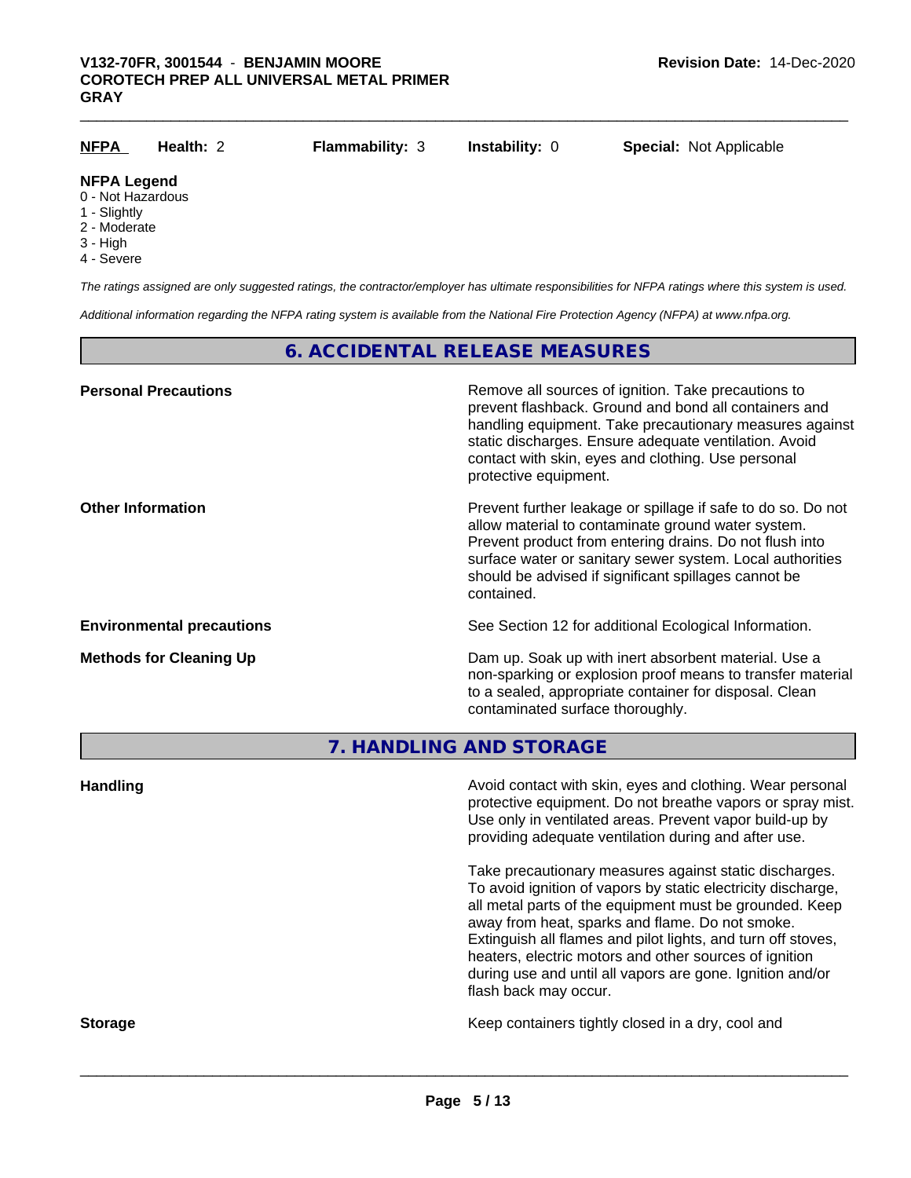| NFPA | Health: 2 | Flammability: 3 | Instability: 0 | Special: Not Applicable |
|---|---|---|---|---|

**NFPA Legend**
0 - Not Hazardous
1 - Slightly
2 - Moderate
3 - High
4 - Severe

*The ratings assigned are only suggested ratings, the contractor/employer has ultimate responsibilities for NFPA ratings where this system is used.*

*Additional information regarding the NFPA rating system is available from the National Fire Protection Agency (NFPA) at www.nfpa.org.*

## 6. ACCIDENTAL RELEASE MEASURES

**Personal Precautions**

Remove all sources of ignition. Take precautions to prevent flashback. Ground and bond all containers and handling equipment. Take precautionary measures against static discharges. Ensure adequate ventilation. Avoid contact with skin, eyes and clothing. Use personal protective equipment.

**Other Information**

Prevent further leakage or spillage if safe to do so. Do not allow material to contaminate ground water system. Prevent product from entering drains. Do not flush into surface water or sanitary sewer system. Local authorities should be advised if significant spillages cannot be contained.

**Environmental precautions**

See Section 12 for additional Ecological Information.

**Methods for Cleaning Up**

Dam up. Soak up with inert absorbent material. Use a non-sparking or explosion proof means to transfer material to a sealed, appropriate container for disposal. Clean contaminated surface thoroughly.

## 7. HANDLING AND STORAGE

**Handling**

Avoid contact with skin, eyes and clothing. Wear personal protective equipment. Do not breathe vapors or spray mist. Use only in ventilated areas. Prevent vapor build-up by providing adequate ventilation during and after use.

Take precautionary measures against static discharges. To avoid ignition of vapors by static electricity discharge, all metal parts of the equipment must be grounded. Keep away from heat, sparks and flame. Do not smoke. Extinguish all flames and pilot lights, and turn off stoves, heaters, electric motors and other sources of ignition during use and until all vapors are gone. Ignition and/or flash back may occur.

**Storage**

Keep containers tightly closed in a dry, cool and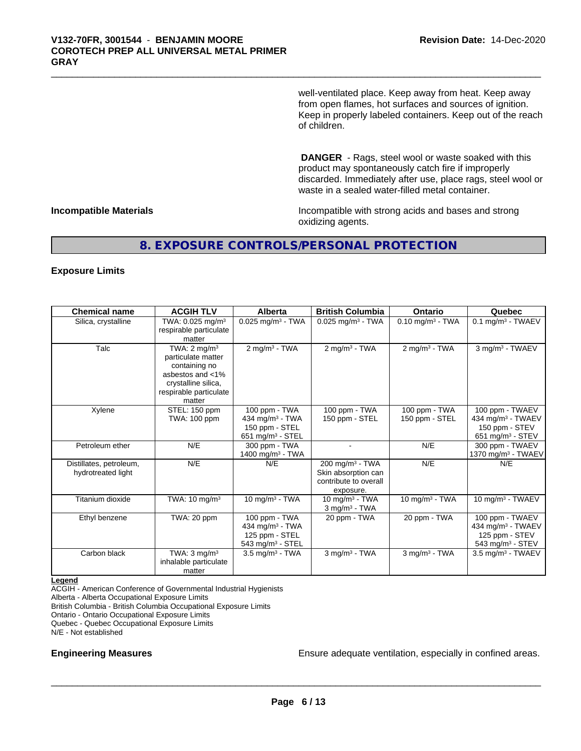well-ventilated place. Keep away from heat. Keep away from open flames, hot surfaces and sources of ignition. Keep in properly labeled containers. Keep out of the reach of children.

**DANGER** - Rags, steel wool or waste soaked with this product may spontaneously catch fire if improperly discarded. Immediately after use, place rags, steel wool or waste in a sealed water-filled metal container.

**Incompatible Materials**

Incompatible with strong acids and bases and strong oxidizing agents.

## 8. EXPOSURE CONTROLS/PERSONAL PROTECTION

### Exposure Limits

| Chemical name | ACGIH TLV | Alberta | British Columbia | Ontario | Quebec |
|---|---|---|---|---|---|
| Silica, crystalline | TWA: 0.025 mg/m³ respirable particulate matter | 0.025 mg/m³ - TWA | 0.025 mg/m³ - TWA | 0.10 mg/m³ - TWA | 0.1 mg/m³ - TWAEV |
| Talc | TWA: 2 mg/m³ particulate matter containing no asbestos and <1% crystalline silica, respirable particulate matter | 2 mg/m³ - TWA | 2 mg/m³ - TWA | 2 mg/m³ - TWA | 3 mg/m³ - TWAEV |
| Xylene | STEL: 150 ppm TWA: 100 ppm | 100 ppm - TWA 434 mg/m³ - TWA 150 ppm - STEL 651 mg/m³ - STEL | 100 ppm - TWA 150 ppm - STEL | 100 ppm - TWA 150 ppm - STEL | 100 ppm - TWAEV 434 mg/m³ - TWAEV 150 ppm - STEV 651 mg/m³ - STEV |
| Petroleum ether | N/E | 300 ppm - TWA 1400 mg/m³ - TWA | - | N/E | 300 ppm - TWAEV 1370 mg/m³ - TWAEV |
| Distillates, petroleum, hydrotreated light | N/E | N/E | 200 mg/m³ - TWA Skin absorption can contribute to overall exposure. | N/E | N/E |
| Titanium dioxide | TWA: 10 mg/m³ | 10 mg/m³ - TWA | 10 mg/m³ - TWA 3 mg/m³ - TWA | 10 mg/m³ - TWA | 10 mg/m³ - TWAEV |
| Ethyl benzene | TWA: 20 ppm | 100 ppm - TWA 434 mg/m³ - TWA 125 ppm - STEL 543 mg/m³ - STEL | 20 ppm - TWA | 20 ppm - TWA | 100 ppm - TWAEV 434 mg/m³ - TWAEV 125 ppm - STEV 543 mg/m³ - STEV |
| Carbon black | TWA: 3 mg/m³ inhalable particulate matter | 3.5 mg/m³ - TWA | 3 mg/m³ - TWA | 3 mg/m³ - TWA | 3.5 mg/m³ - TWAEV |

**Legend**

ACGIH - American Conference of Governmental Industrial Hygienists
Alberta - Alberta Occupational Exposure Limits
British Columbia - British Columbia Occupational Exposure Limits
Ontario - Ontario Occupational Exposure Limits
Quebec - Quebec Occupational Exposure Limits
N/E - Not established

**Engineering Measures**

Ensure adequate ventilation, especially in confined areas.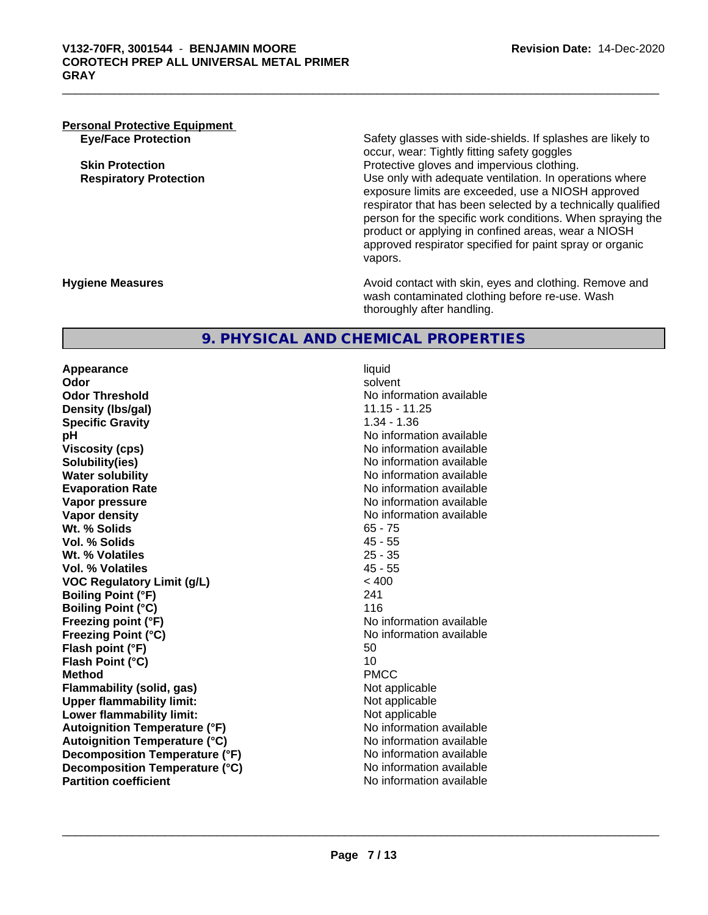**Personal Protective Equipment**

| | |
|---|---|
| **Eye/Face Protection** | Safety glasses with side-shields. If splashes are likely to occur, wear: Tightly fitting safety goggles |
| **Skin Protection** | Protective gloves and impervious clothing. |
| **Respiratory Protection** | Use only with adequate ventilation. In operations where exposure limits are exceeded, use a NIOSH approved respirator that has been selected by a technically qualified person for the specific work conditions. When spraying the product or applying in confined areas, wear a NIOSH approved respirator specified for paint spray or organic vapors. |
| **Hygiene Measures** | Avoid contact with skin, eyes and clothing. Remove and wash contaminated clothing before re-use. Wash thoroughly after handling. |

## 9. PHYSICAL AND CHEMICAL PROPERTIES

| | |
|---|---|
| **Appearance** | liquid |
| **Odor** | solvent |
| **Odor Threshold** | No information available |
| **Density (lbs/gal)** | 11.15 - 11.25 |
| **Specific Gravity** | 1.34 - 1.36 |
| **pH** | No information available |
| **Viscosity (cps)** | No information available |
| **Solubility(ies)** | No information available |
| **Water solubility** | No information available |
| **Evaporation Rate** | No information available |
| **Vapor pressure** | No information available |
| **Vapor density** | No information available |
| **Wt. % Solids** | 65 - 75 |
| **Vol. % Solids** | 45 - 55 |
| **Wt. % Volatiles** | 25 - 35 |
| **Vol. % Volatiles** | 45 - 55 |
| **VOC Regulatory Limit (g/L)** | < 400 |
| **Boiling Point (°F)** | 241 |
| **Boiling Point (°C)** | 116 |
| **Freezing point (°F)** | No information available |
| **Freezing Point (°C)** | No information available |
| **Flash point (°F)** | 50 |
| **Flash Point (°C)** | 10 |
| **Method** | PMCC |
| **Flammability (solid, gas)** | Not applicable |
| **Upper flammability limit:** | Not applicable |
| **Lower flammability limit:** | Not applicable |
| **Autoignition Temperature (°F)** | No information available |
| **Autoignition Temperature (°C)** | No information available |
| **Decomposition Temperature (°F)** | No information available |
| **Decomposition Temperature (°C)** | No information available |
| **Partition coefficient** | No information available |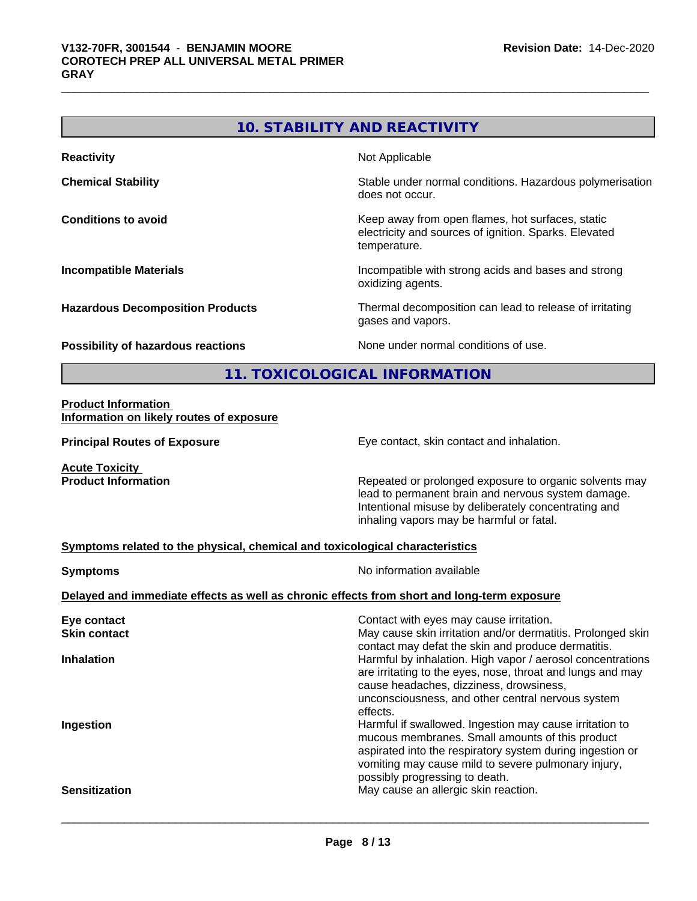## 10. STABILITY AND REACTIVITY

| | |
|---|---|
| **Reactivity** | Not Applicable |
| **Chemical Stability** | Stable under normal conditions. Hazardous polymerisation does not occur. |
| **Conditions to avoid** | Keep away from open flames, hot surfaces, static electricity and sources of ignition. Sparks. Elevated temperature. |
| **Incompatible Materials** | Incompatible with strong acids and bases and strong oxidizing agents. |
| **Hazardous Decomposition Products** | Thermal decomposition can lead to release of irritating gases and vapors. |
| **Possibility of hazardous reactions** | None under normal conditions of use. |

## 11. TOXICOLOGICAL INFORMATION

**Product Information**
**Information on likely routes of exposure**

| | |
|---|---|
| **Principal Routes of Exposure** | Eye contact, skin contact and inhalation. |

**Acute Toxicity**

| | |
|---|---|
| **Product Information** | Repeated or prolonged exposure to organic solvents may lead to permanent brain and nervous system damage. Intentional misuse by deliberately concentrating and inhaling vapors may be harmful or fatal. |

**Symptoms related to the physical, chemical and toxicological characteristics**

| | |
|---|---|
| **Symptoms** | No information available |

**Delayed and immediate effects as well as chronic effects from short and long-term exposure**

| | |
|---|---|
| **Eye contact** | Contact with eyes may cause irritation. |
| **Skin contact** | May cause skin irritation and/or dermatitis. Prolonged skin contact may defat the skin and produce dermatitis. |
| **Inhalation** | Harmful by inhalation. High vapor / aerosol concentrations are irritating to the eyes, nose, throat and lungs and may cause headaches, dizziness, drowsiness, unconsciousness, and other central nervous system effects. |
| **Ingestion** | Harmful if swallowed. Ingestion may cause irritation to mucous membranes. Small amounts of this product aspirated into the respiratory system during ingestion or vomiting may cause mild to severe pulmonary injury, possibly progressing to death. |
| **Sensitization** | May cause an allergic skin reaction. |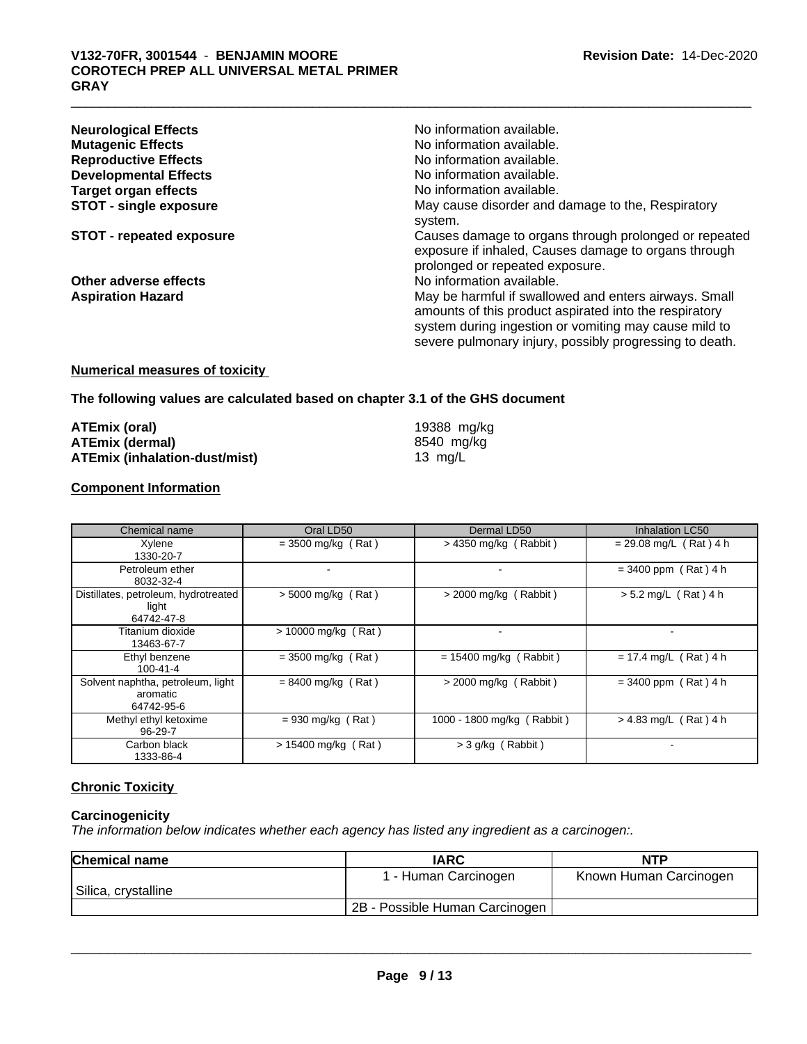**Neurological Effects** No information available.
**Mutagenic Effects** No information available.
**Reproductive Effects** No information available.
**Developmental Effects** No information available.
**Target organ effects** No information available.
**STOT - single exposure** May cause disorder and damage to the, Respiratory system.
**STOT - repeated exposure** Causes damage to organs through prolonged or repeated exposure if inhaled, Causes damage to organs through prolonged or repeated exposure.
**Other adverse effects** No information available.
**Aspiration Hazard** May be harmful if swallowed and enters airways. Small amounts of this product aspirated into the respiratory system during ingestion or vomiting may cause mild to severe pulmonary injury, possibly progressing to death.

**Numerical measures of toxicity**

**The following values are calculated based on chapter 3.1 of the GHS document**

**ATEmix (oral)** 19388 mg/kg
**ATEmix (dermal)** 8540 mg/kg
**ATEmix (inhalation-dust/mist)** 13 mg/L

**Component Information**

| Chemical name | Oral LD50 | Dermal LD50 | Inhalation LC50 |
|---|---|---|---|
| Xylene<br>1330-20-7 | = 3500 mg/kg ( Rat ) | > 4350 mg/kg ( Rabbit ) | = 29.08 mg/L ( Rat ) 4 h |
| Petroleum ether<br>8032-32-4 | - | - | = 3400 ppm ( Rat ) 4 h |
| Distillates, petroleum, hydrotreated light<br>64742-47-8 | > 5000 mg/kg ( Rat ) | > 2000 mg/kg ( Rabbit ) | > 5.2 mg/L ( Rat ) 4 h |
| Titanium dioxide<br>13463-67-7 | > 10000 mg/kg ( Rat ) | - | - |
| Ethyl benzene<br>100-41-4 | = 3500 mg/kg ( Rat ) | = 15400 mg/kg ( Rabbit ) | = 17.4 mg/L ( Rat ) 4 h |
| Solvent naphtha, petroleum, light aromatic<br>64742-95-6 | = 8400 mg/kg ( Rat ) | > 2000 mg/kg ( Rabbit ) | = 3400 ppm ( Rat ) 4 h |
| Methyl ethyl ketoxime<br>96-29-7 | = 930 mg/kg ( Rat ) | 1000 - 1800 mg/kg ( Rabbit ) | > 4.83 mg/L ( Rat ) 4 h |
| Carbon black<br>1333-86-4 | > 15400 mg/kg ( Rat ) | > 3 g/kg ( Rabbit ) | - |

**Chronic Toxicity**

**Carcinogenicity**

*The information below indicates whether each agency has listed any ingredient as a carcinogen:.*

| Chemical name | IARC | NTP |
|---|---|---|
| Silica, crystalline | 1 - Human Carcinogen | Known Human Carcinogen |
| | 2B - Possible Human Carcinogen | |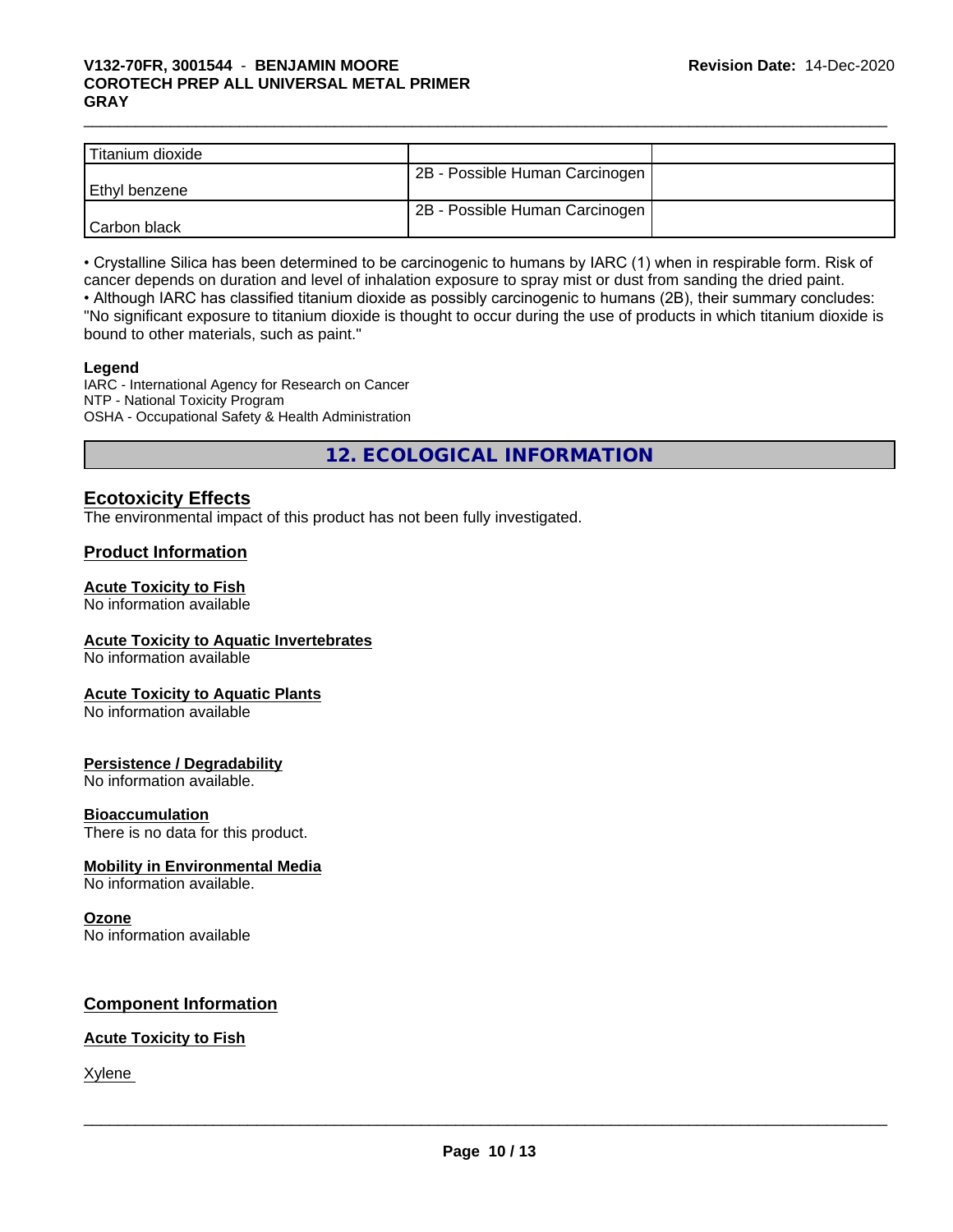| | | |
|---|---|---|
| Titanium dioxide | | |
| Ethyl benzene | 2B - Possible Human Carcinogen | |
| Carbon black | 2B - Possible Human Carcinogen | |

• Crystalline Silica has been determined to be carcinogenic to humans by IARC (1) when in respirable form. Risk of cancer depends on duration and level of inhalation exposure to spray mist or dust from sanding the dried paint.
• Although IARC has classified titanium dioxide as possibly carcinogenic to humans (2B), their summary concludes: "No significant exposure to titanium dioxide is thought to occur during the use of products in which titanium dioxide is bound to other materials, such as paint."

**Legend**
IARC - International Agency for Research on Cancer
NTP - National Toxicity Program
OSHA - Occupational Safety & Health Administration

## 12. ECOLOGICAL INFORMATION

### Ecotoxicity Effects

The environmental impact of this product has not been fully investigated.

### Product Information

**Acute Toxicity to Fish**
No information available

**Acute Toxicity to Aquatic Invertebrates**
No information available

**Acute Toxicity to Aquatic Plants**
No information available

**Persistence / Degradability**
No information available.

**Bioaccumulation**
There is no data for this product.

**Mobility in Environmental Media**
No information available.

**Ozone**
No information available

### Component Information

**Acute Toxicity to Fish**

Xylene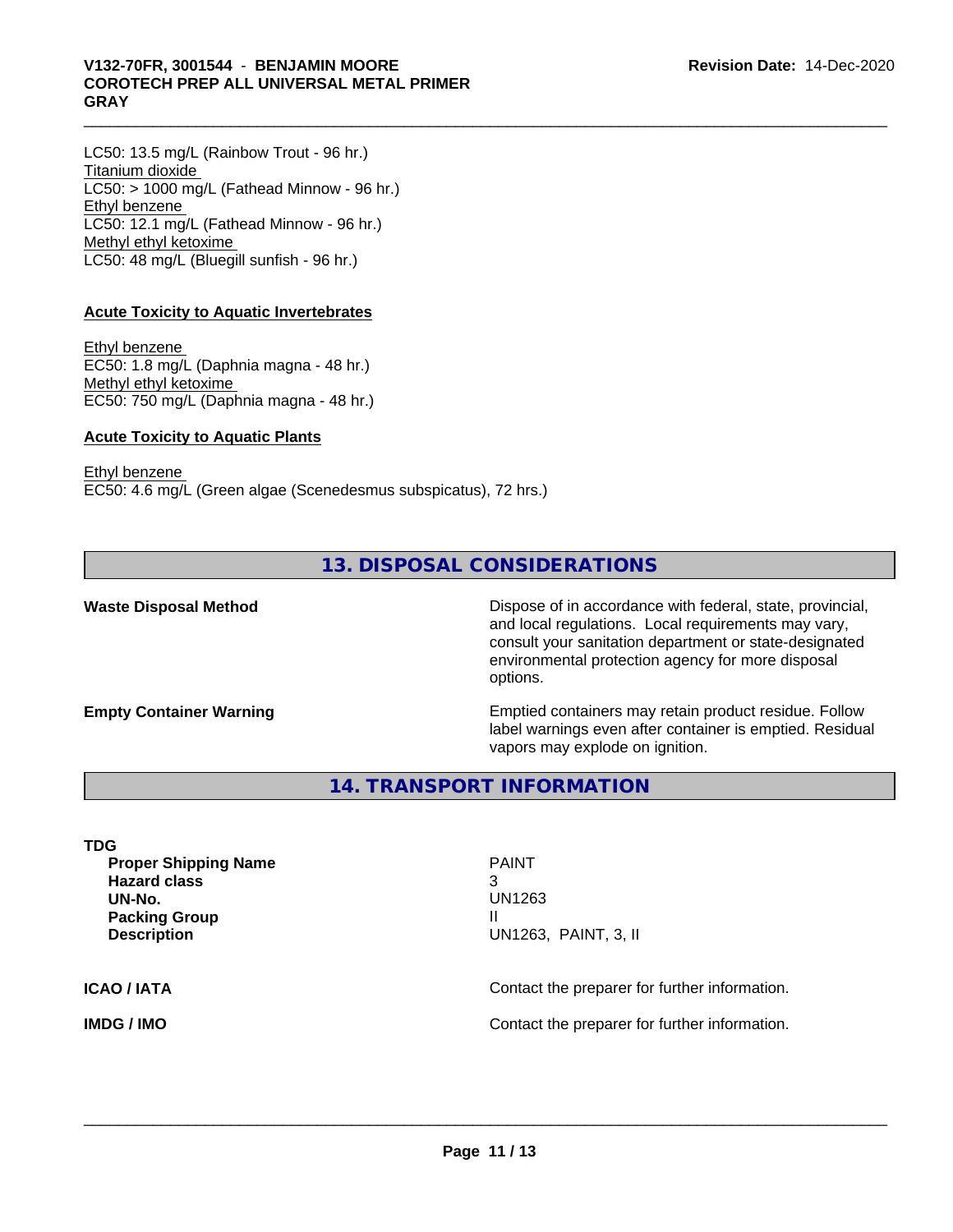LC50: 13.5 mg/L (Rainbow Trout - 96 hr.)
Titanium dioxide
LC50: > 1000 mg/L (Fathead Minnow - 96 hr.)
Ethyl benzene
LC50: 12.1 mg/L (Fathead Minnow - 96 hr.)
Methyl ethyl ketoxime
LC50: 48 mg/L (Bluegill sunfish - 96 hr.)

**Acute Toxicity to Aquatic Invertebrates**

Ethyl benzene
EC50: 1.8 mg/L (Daphnia magna - 48 hr.)
Methyl ethyl ketoxime
EC50: 750 mg/L (Daphnia magna - 48 hr.)

**Acute Toxicity to Aquatic Plants**

Ethyl benzene
EC50: 4.6 mg/L (Green algae (Scenedesmus subspicatus), 72 hrs.)

## 13. DISPOSAL CONSIDERATIONS

**Waste Disposal Method** — Dispose of in accordance with federal, state, provincial, and local regulations. Local requirements may vary, consult your sanitation department or state-designated environmental protection agency for more disposal options.

**Empty Container Warning** — Emptied containers may retain product residue. Follow label warnings even after container is emptied. Residual vapors may explode on ignition.

## 14. TRANSPORT INFORMATION

**TDG**

| | |
|---|---|
| **Proper Shipping Name** | PAINT |
| **Hazard class** | 3 |
| **UN-No.** | UN1263 |
| **Packing Group** | II |
| **Description** | UN1263, PAINT, 3, II |

**ICAO / IATA** — Contact the preparer for further information.

**IMDG / IMO** — Contact the preparer for further information.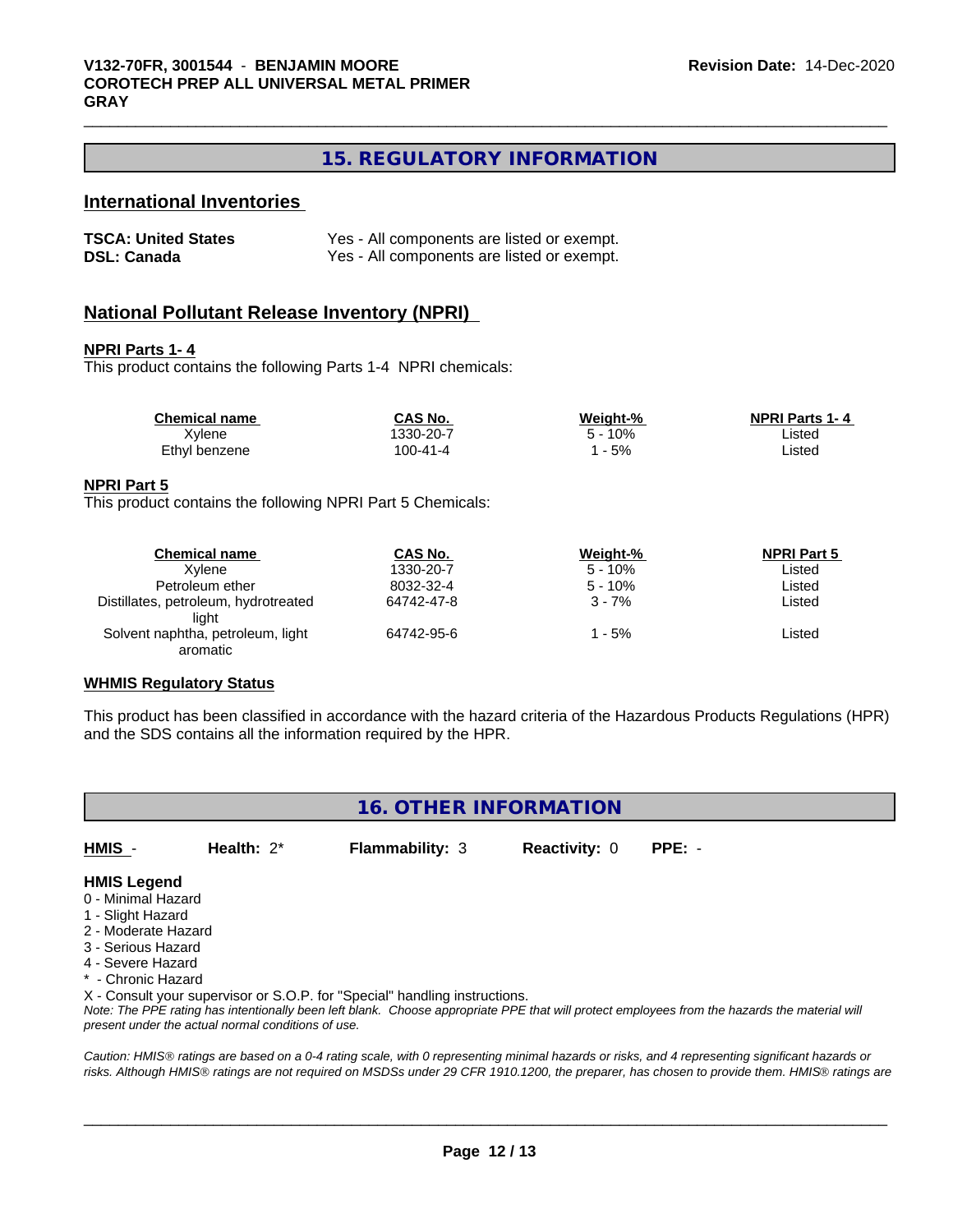# 15. REGULATORY INFORMATION

## International Inventories

| | |
|---|---|
| **TSCA: United States** | Yes - All components are listed or exempt. |
| **DSL: Canada** | Yes - All components are listed or exempt. |

## National Pollutant Release Inventory (NPRI)

**NPRI Parts 1- 4**

This product contains the following Parts 1-4 NPRI chemicals:

| Chemical name | CAS No. | Weight-% | NPRI Parts 1- 4 |
|---|---|---|---|
| Xylene | 1330-20-7 | 5 - 10% | Listed |
| Ethyl benzene | 100-41-4 | 1 - 5% | Listed |

**NPRI Part 5**

This product contains the following NPRI Part 5 Chemicals:

| Chemical name | CAS No. | Weight-% | NPRI Part 5 |
|---|---|---|---|
| Xylene | 1330-20-7 | 5 - 10% | Listed |
| Petroleum ether | 8032-32-4 | 5 - 10% | Listed |
| Distillates, petroleum, hydrotreated light | 64742-47-8 | 3 - 7% | Listed |
| Solvent naphtha, petroleum, light aromatic | 64742-95-6 | 1 - 5% | Listed |

**WHMIS Regulatory Status**

This product has been classified in accordance with the hazard criteria of the Hazardous Products Regulations (HPR) and the SDS contains all the information required by the HPR.

# 16. OTHER INFORMATION

| **HMIS** - | **Health:** 2* | **Flammability:** 3 | **Reactivity:** 0 | **PPE:** - |
|---|---|---|---|---|

**HMIS Legend**

0 - Minimal Hazard
1 - Slight Hazard
2 - Moderate Hazard
3 - Serious Hazard
4 - Severe Hazard
* - Chronic Hazard
X - Consult your supervisor or S.O.P. for "Special" handling instructions.

*Note: The PPE rating has intentionally been left blank. Choose appropriate PPE that will protect employees from the hazards the material will present under the actual normal conditions of use.*

*Caution: HMIS® ratings are based on a 0-4 rating scale, with 0 representing minimal hazards or risks, and 4 representing significant hazards or risks. Although HMIS® ratings are not required on MSDSs under 29 CFR 1910.1200, the preparer, has chosen to provide them. HMIS® ratings are*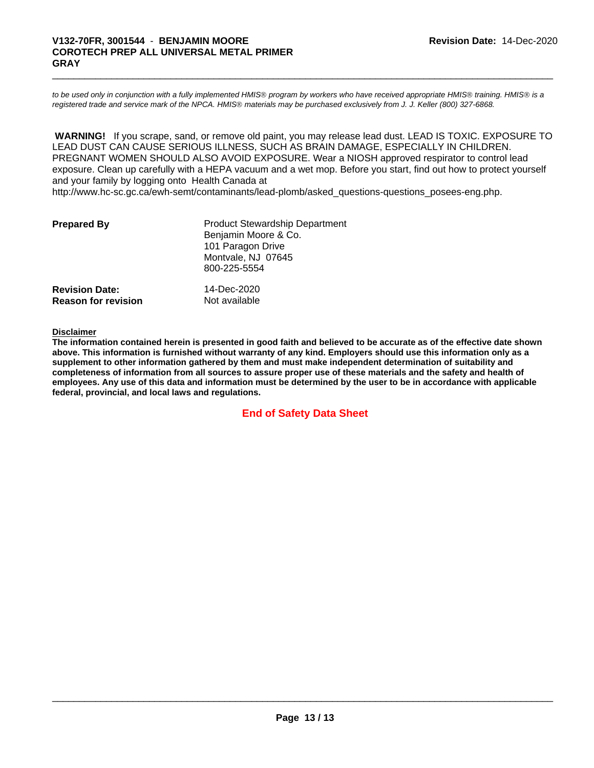*to be used only in conjunction with a fully implemented HMIS® program by workers who have received appropriate HMIS® training. HMIS® is a registered trade and service mark of the NPCA. HMIS® materials may be purchased exclusively from J. J. Keller (800) 327-6868.*

**WARNING!** If you scrape, sand, or remove old paint, you may release lead dust. LEAD IS TOXIC. EXPOSURE TO LEAD DUST CAN CAUSE SERIOUS ILLNESS, SUCH AS BRAIN DAMAGE, ESPECIALLY IN CHILDREN. PREGNANT WOMEN SHOULD ALSO AVOID EXPOSURE. Wear a NIOSH approved respirator to control lead exposure. Clean up carefully with a HEPA vacuum and a wet mop. Before you start, find out how to protect yourself and your family by logging onto Health Canada at http://www.hc-sc.gc.ca/ewh-semt/contaminants/lead-plomb/asked_questions-questions_posees-eng.php.

| | |
|---|---|
| **Prepared By** | Product Stewardship Department<br>Benjamin Moore & Co.<br>101 Paragon Drive<br>Montvale, NJ 07645<br>800-225-5554 |
| **Revision Date:** | 14-Dec-2020 |
| **Reason for revision** | Not available |

**Disclaimer**

**The information contained herein is presented in good faith and believed to be accurate as of the effective date shown above. This information is furnished without warranty of any kind. Employers should use this information only as a supplement to other information gathered by them and must make independent determination of suitability and completeness of information from all sources to assure proper use of these materials and the safety and health of employees. Any use of this data and information must be determined by the user to be in accordance with applicable federal, provincial, and local laws and regulations.**

**End of Safety Data Sheet**